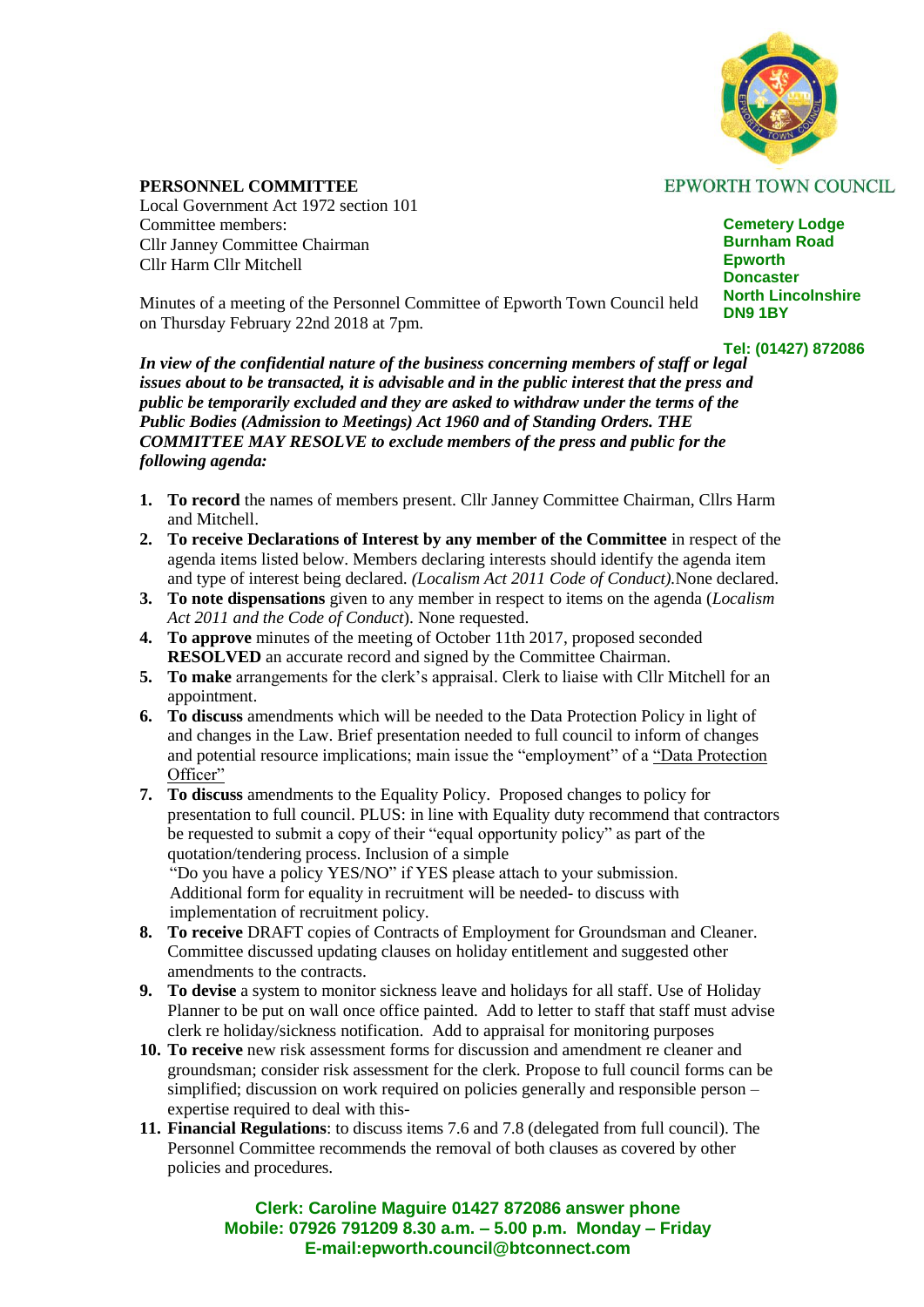EPWORTH TOWN COUNCIL

**Cemetery Lodge**
**Burnham Road**
**Epworth**
**Doncaster**
**North Lincolnshire**
**DN9 1BY**

**Tel: (01427) 872086**

**PERSONNEL COMMITTEE**
Local Government Act 1972 section 101
Committee members:
Cllr Janney Committee Chairman
Cllr Harm Cllr Mitchell

Minutes of a meeting of the Personnel Committee of Epworth Town Council held on Thursday February 22nd 2018 at 7pm.

***In view of the confidential nature of the business concerning members of staff or legal issues about to be transacted, it is advisable and in the public interest that the press and public be temporarily excluded and they are asked to withdraw under the terms of the Public Bodies (Admission to Meetings) Act 1960 and of Standing Orders. THE COMMITTEE MAY RESOLVE to exclude members of the press and public for the following agenda:***

1. **To record** the names of members present. Cllr Janney Committee Chairman, Cllrs Harm and Mitchell.
2. **To receive Declarations of Interest by any member of the Committee** in respect of the agenda items listed below. Members declaring interests should identify the agenda item and type of interest being declared. *(Localism Act 2011 Code of Conduct).*None declared.
3. **To note dispensations** given to any member in respect to items on the agenda (*Localism Act 2011 and the Code of Conduct*). None requested.
4. **To approve** minutes of the meeting of October 11th 2017, proposed seconded **RESOLVED** an accurate record and signed by the Committee Chairman.
5. **To make** arrangements for the clerk's appraisal. Clerk to liaise with Cllr Mitchell for an appointment.
6. **To discuss** amendments which will be needed to the Data Protection Policy in light of and changes in the Law. Brief presentation needed to full council to inform of changes and potential resource implications; main issue the "employment" of a <u>"Data Protection Officer"</u>
7. **To discuss** amendments to the Equality Policy. Proposed changes to policy for presentation to full council. PLUS: in line with Equality duty recommend that contractors be requested to submit a copy of their "equal opportunity policy" as part of the quotation/tendering process. Inclusion of a simple
   "Do you have a policy YES/NO" if YES please attach to your submission.
   Additional form for equality in recruitment will be needed- to discuss with implementation of recruitment policy.
8. **To receive** DRAFT copies of Contracts of Employment for Groundsman and Cleaner. Committee discussed updating clauses on holiday entitlement and suggested other amendments to the contracts.
9. **To devise** a system to monitor sickness leave and holidays for all staff. Use of Holiday Planner to be put on wall once office painted. Add to letter to staff that staff must advise clerk re holiday/sickness notification. Add to appraisal for monitoring purposes
10. **To receive** new risk assessment forms for discussion and amendment re cleaner and groundsman; consider risk assessment for the clerk. Propose to full council forms can be simplified; discussion on work required on policies generally and responsible person – expertise required to deal with this-
11. **Financial Regulations**: to discuss items 7.6 and 7.8 (delegated from full council). The Personnel Committee recommends the removal of both clauses as covered by other policies and procedures.

**Clerk: Caroline Maguire 01427 872086 answer phone**
**Mobile: 07926 791209 8.30 a.m. – 5.00 p.m. Monday – Friday**
**E-mail:epworth.council@btconnect.com**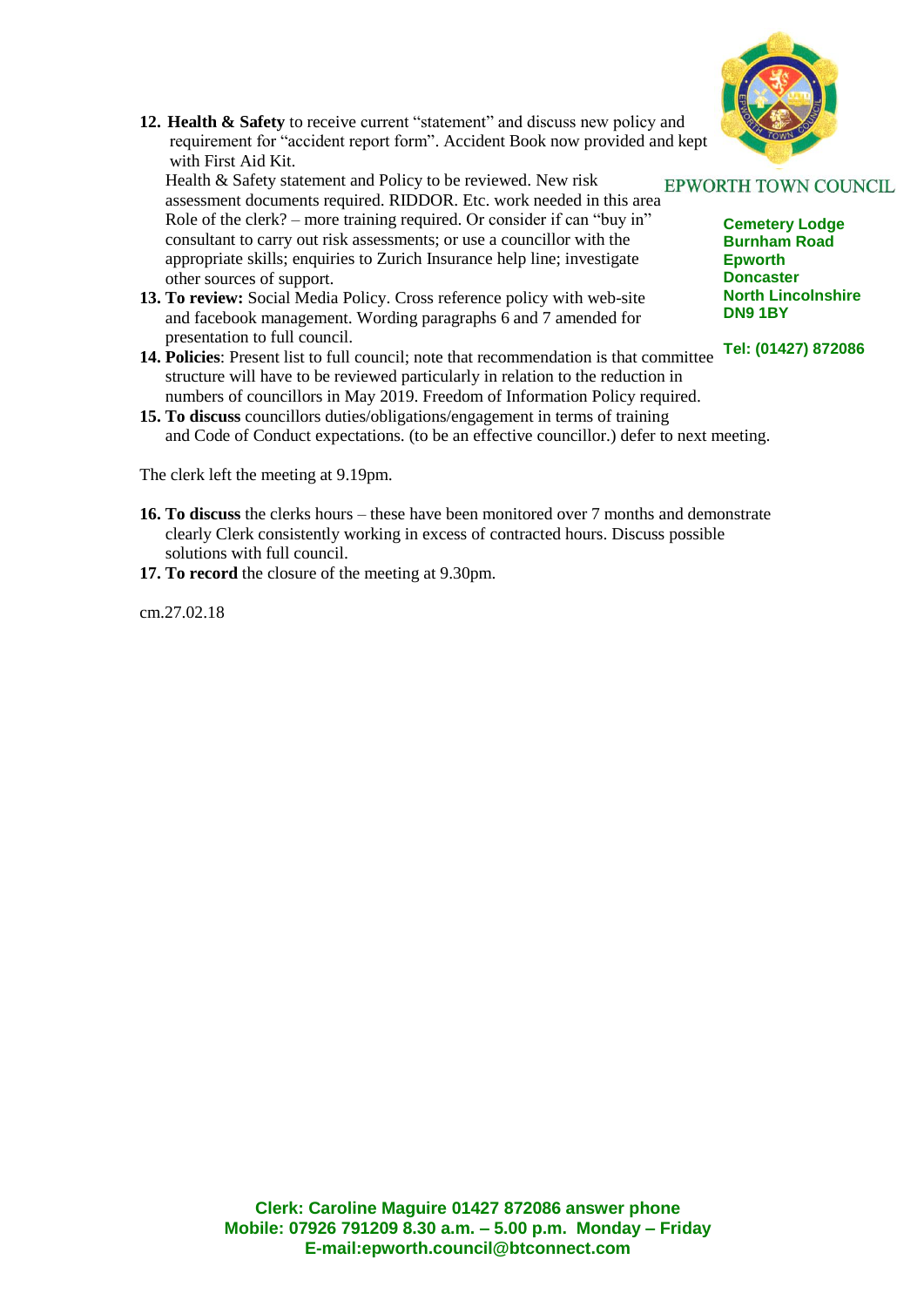**EPWORTH TOWN COUNCIL**

**Cemetery Lodge**
**Burnham Road**
**Epworth**
**Doncaster**
**North Lincolnshire**
**DN9 1BY**

**Tel: (01427) 872086**

12. **Health & Safety** to receive current "statement" and discuss new policy and requirement for "accident report form". Accident Book now provided and kept with First Aid Kit.
    Health & Safety statement and Policy to be reviewed. New risk assessment documents required. RIDDOR. Etc. work needed in this area Role of the clerk? – more training required. Or consider if can "buy in" consultant to carry out risk assessments; or use a councillor with the appropriate skills; enquiries to Zurich Insurance help line; investigate other sources of support.
13. **To review:** Social Media Policy. Cross reference policy with web-site and facebook management. Wording paragraphs 6 and 7 amended for presentation to full council.
14. **Policies**: Present list to full council; note that recommendation is that committee structure will have to be reviewed particularly in relation to the reduction in numbers of councillors in May 2019. Freedom of Information Policy required.
15. **To discuss** councillors duties/obligations/engagement in terms of training and Code of Conduct expectations. (to be an effective councillor.) defer to next meeting.

The clerk left the meeting at 9.19pm.

16. **To discuss** the clerks hours – these have been monitored over 7 months and demonstrate clearly Clerk consistently working in excess of contracted hours. Discuss possible solutions with full council.
17. **To record** the closure of the meeting at 9.30pm.

cm.27.02.18

**Clerk: Caroline Maguire 01427 872086 answer phone**
**Mobile: 07926 791209 8.30 a.m. – 5.00 p.m. Monday – Friday**
**E-mail:epworth.council@btconnect.com**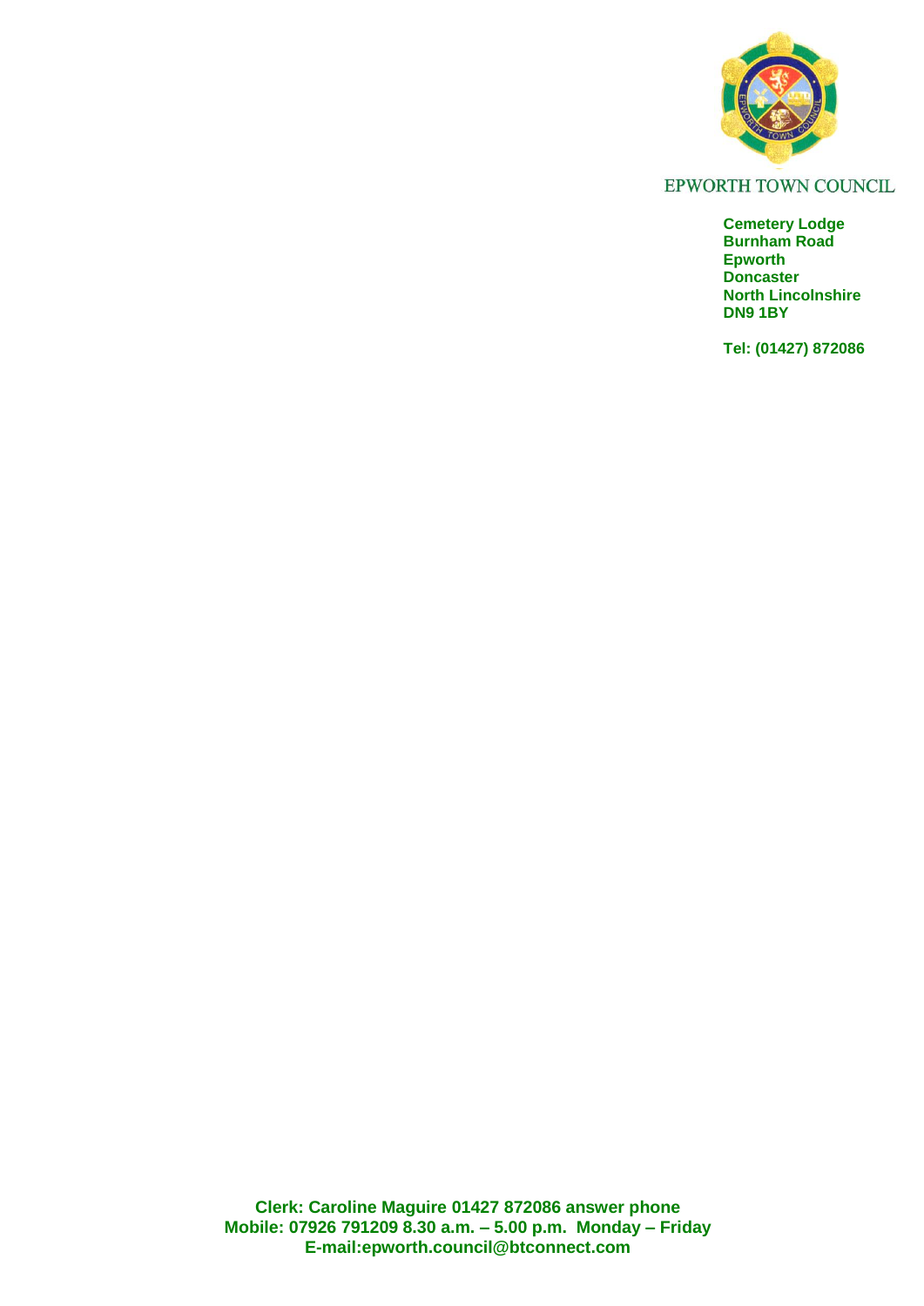EPWORTH TOWN COUNCIL

**Cemetery Lodge**
**Burnham Road**
**Epworth**
**Doncaster**
**North Lincolnshire**
**DN9 1BY**

**Tel: (01427) 872086**

**Clerk: Caroline Maguire 01427 872086 answer phone**
**Mobile: 07926 791209 8.30 a.m. – 5.00 p.m. Monday – Friday**
**E-mail:epworth.council@btconnect.com**